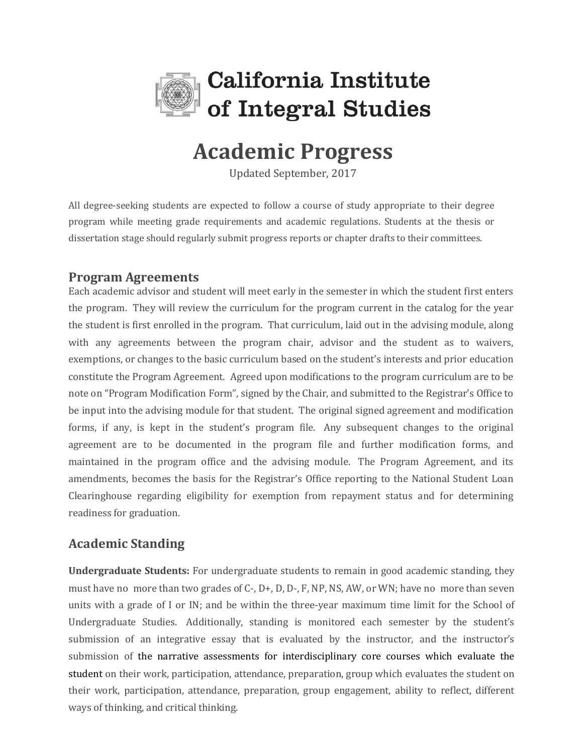# California Institute of Integral Studies

# Academic Progress

Updated September, 2017

All degree-seeking students are expected to follow a course of study appropriate to their degree program while meeting grade requirements and academic regulations. Students at the thesis or dissertation stage should regularly submit progress reports or chapter drafts to their committees.

## Program Agreements

Each academic advisor and student will meet early in the semester in which the student first enters the program. They will review the curriculum for the program current in the catalog for the year the student is first enrolled in the program. That curriculum, laid out in the advising module, along with any agreements between the program chair, advisor and the student as to waivers, exemptions, or changes to the basic curriculum based on the student's interests and prior education constitute the Program Agreement. Agreed upon modifications to the program curriculum are to be note on "Program Modification Form", signed by the Chair, and submitted to the Registrar's Office to be input into the advising module for that student. The original signed agreement and modification forms, if any, is kept in the student's program file. Any subsequent changes to the original agreement are to be documented in the program file and further modification forms, and maintained in the program office and the advising module. The Program Agreement, and its amendments, becomes the basis for the Registrar's Office reporting to the National Student Loan Clearinghouse regarding eligibility for exemption from repayment status and for determining readiness for graduation.

## Academic Standing

**Undergraduate Students:** For undergraduate students to remain in good academic standing, they must have no more than two grades of C-, D+, D, D-, F, NP, NS, AW, or WN; have no more than seven units with a grade of I or IN; and be within the three-year maximum time limit for the School of Undergraduate Studies. Additionally, standing is monitored each semester by the student's submission of an integrative essay that is evaluated by the instructor, and the instructor's submission of the narrative assessments for interdisciplinary core courses which evaluate the student on their work, participation, attendance, preparation, group which evaluates the student on their work, participation, attendance, preparation, group engagement, ability to reflect, different ways of thinking, and critical thinking.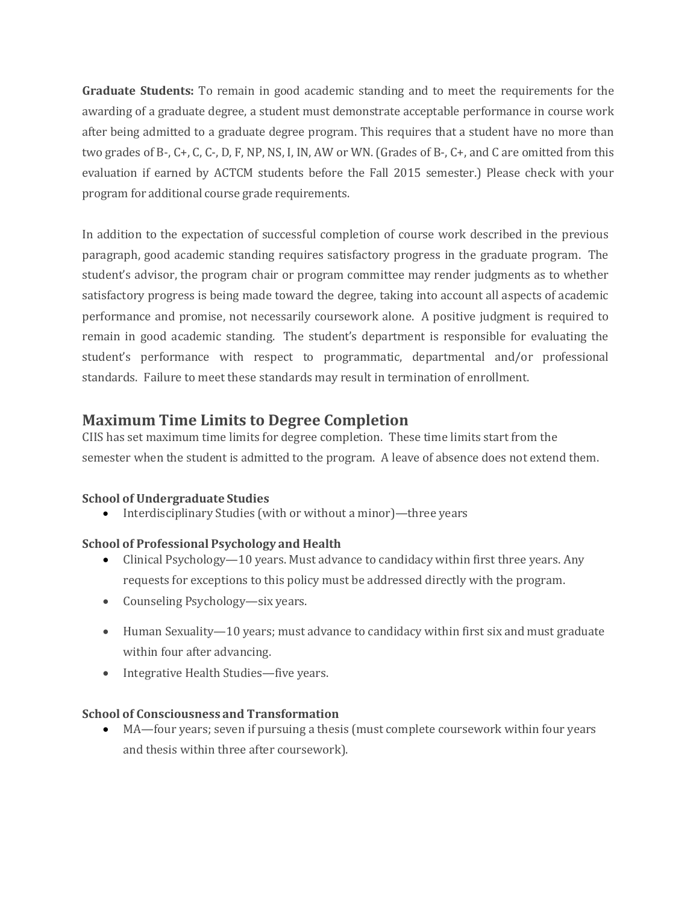**Graduate Students:** To remain in good academic standing and to meet the requirements for the awarding of a graduate degree, a student must demonstrate acceptable performance in course work after being admitted to a graduate degree program. This requires that a student have no more than two grades of B-, C+, C, C-, D, F, NP, NS, I, IN, AW or WN. (Grades of B-, C+, and C are omitted from this evaluation if earned by ACTCM students before the Fall 2015 semester.) Please check with your program for additional course grade requirements.

In addition to the expectation of successful completion of course work described in the previous paragraph, good academic standing requires satisfactory progress in the graduate program. The student's advisor, the program chair or program committee may render judgments as to whether satisfactory progress is being made toward the degree, taking into account all aspects of academic performance and promise, not necessarily coursework alone. A positive judgment is required to remain in good academic standing. The student's department is responsible for evaluating the student's performance with respect to programmatic, departmental and/or professional standards. Failure to meet these standards may result in termination of enrollment.

## Maximum Time Limits to Degree Completion

CIIS has set maximum time limits for degree completion. These time limits start from the semester when the student is admitted to the program. A leave of absence does not extend them.

**School of Undergraduate Studies**

- Interdisciplinary Studies (with or without a minor)—three years

**School of Professional Psychology and Health**

- Clinical Psychology—10 years. Must advance to candidacy within first three years. Any requests for exceptions to this policy must be addressed directly with the program.
- Counseling Psychology—six years.
- Human Sexuality—10 years; must advance to candidacy within first six and must graduate within four after advancing.
- Integrative Health Studies—five years.

**School of Consciousness and Transformation**

- MA—four years; seven if pursuing a thesis (must complete coursework within four years and thesis within three after coursework).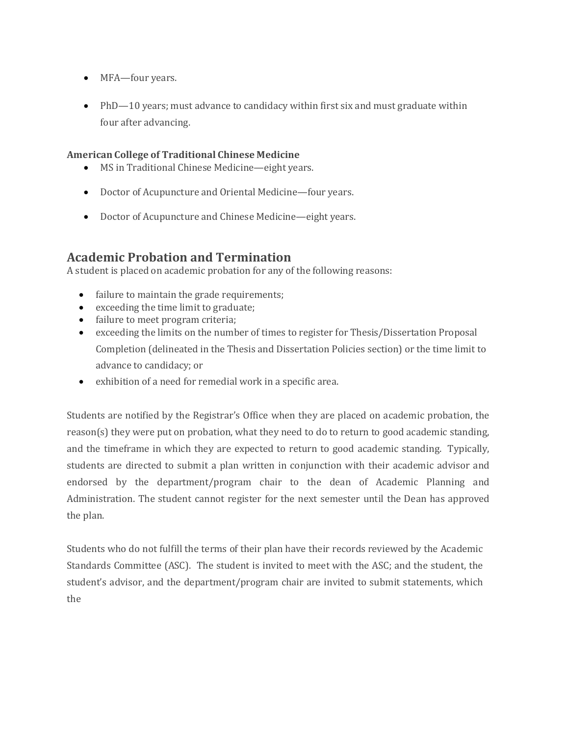- MFA—four years.
- PhD—10 years; must advance to candidacy within first six and must graduate within four after advancing.

**American College of Traditional Chinese Medicine**

- MS in Traditional Chinese Medicine—eight years.
- Doctor of Acupuncture and Oriental Medicine—four years.
- Doctor of Acupuncture and Chinese Medicine—eight years.

## Academic Probation and Termination

A student is placed on academic probation for any of the following reasons:

- failure to maintain the grade requirements;
- exceeding the time limit to graduate;
- failure to meet program criteria;
- exceeding the limits on the number of times to register for Thesis/Dissertation Proposal Completion (delineated in the Thesis and Dissertation Policies section) or the time limit to advance to candidacy; or
- exhibition of a need for remedial work in a specific area.

Students are notified by the Registrar's Office when they are placed on academic probation, the reason(s) they were put on probation, what they need to do to return to good academic standing, and the timeframe in which they are expected to return to good academic standing. Typically, students are directed to submit a plan written in conjunction with their academic advisor and endorsed by the department/program chair to the dean of Academic Planning and Administration. The student cannot register for the next semester until the Dean has approved the plan.

Students who do not fulfill the terms of their plan have their records reviewed by the Academic Standards Committee (ASC). The student is invited to meet with the ASC; and the student, the student's advisor, and the department/program chair are invited to submit statements, which the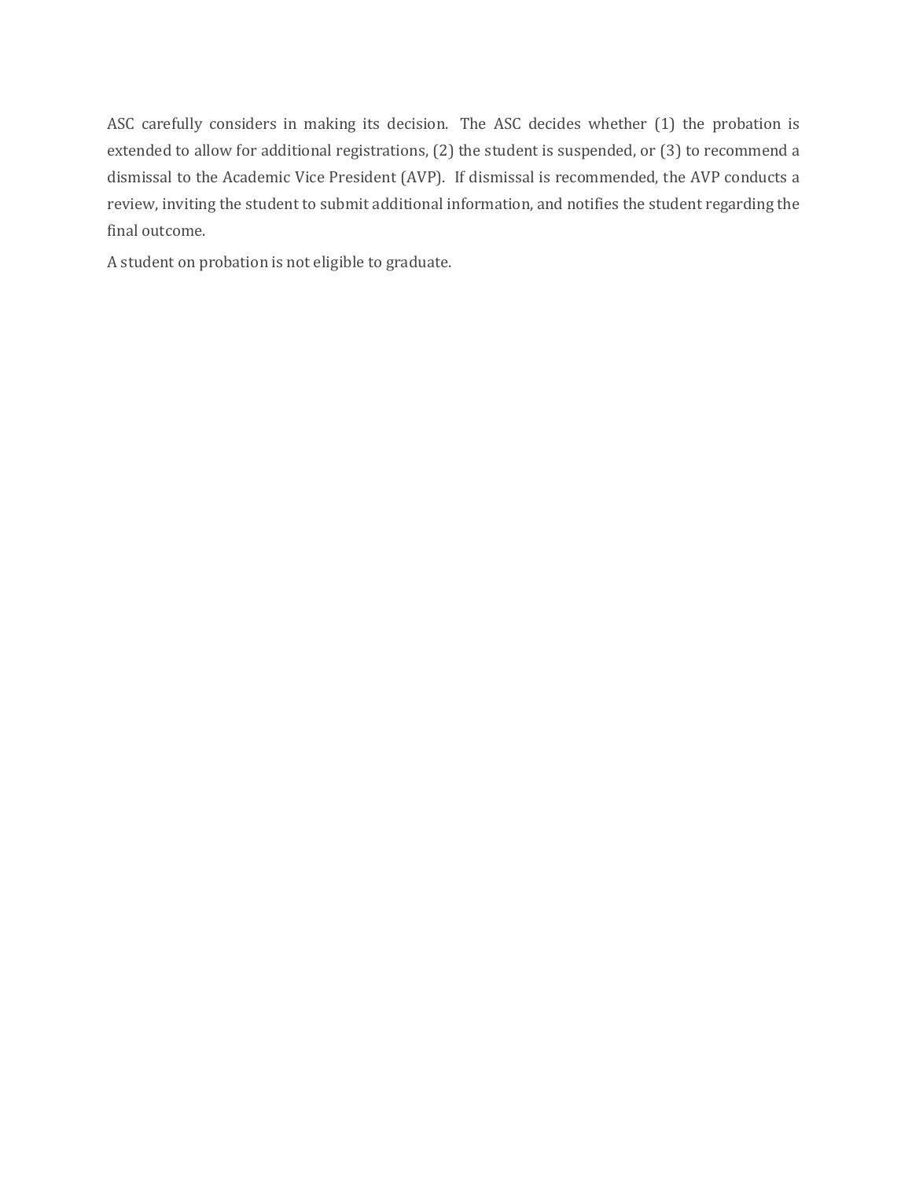ASC carefully considers in making its decision. The ASC decides whether (1) the probation is extended to allow for additional registrations, (2) the student is suspended, or (3) to recommend a dismissal to the Academic Vice President (AVP). If dismissal is recommended, the AVP conducts a review, inviting the student to submit additional information, and notifies the student regarding the final outcome.

A student on probation is not eligible to graduate.